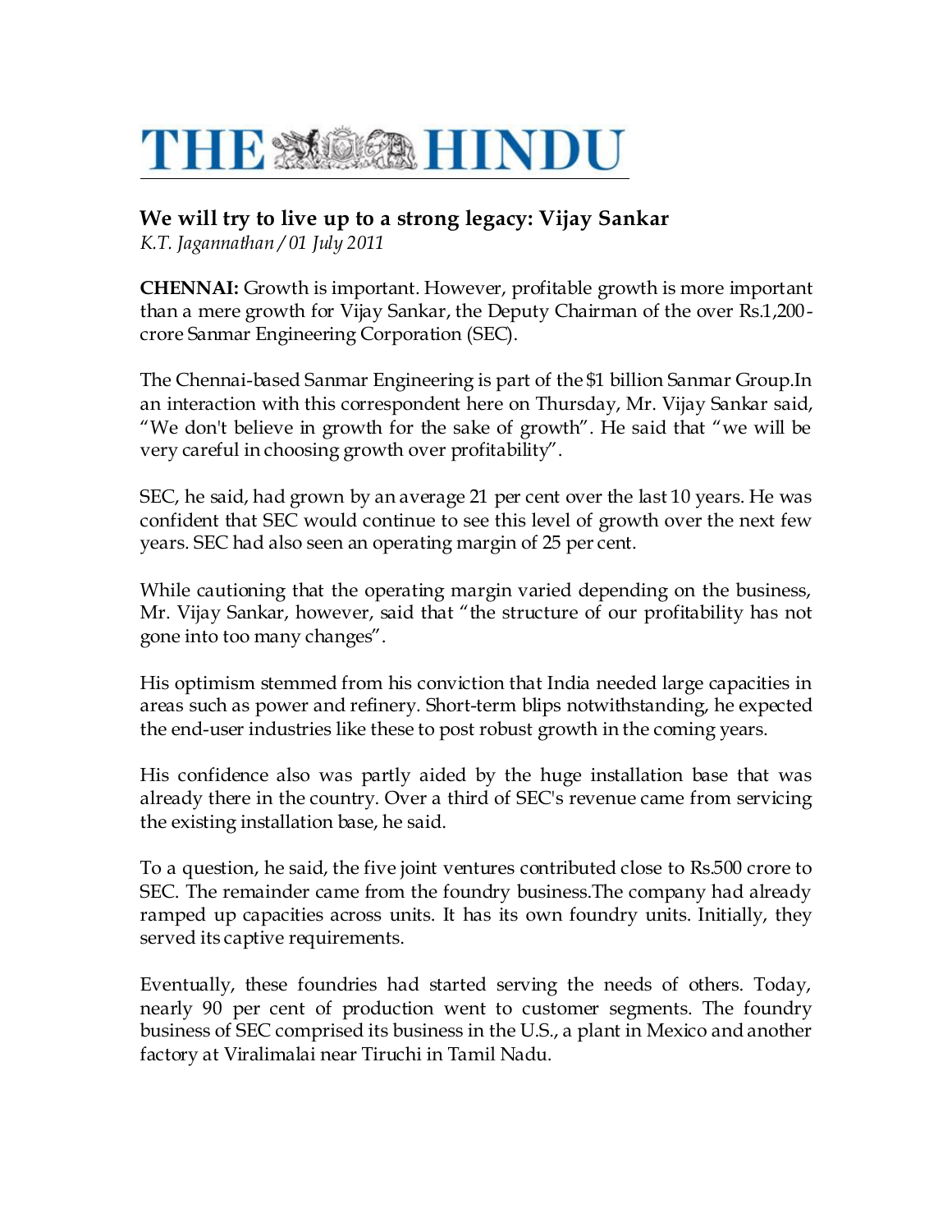# THE HINDU

## We will try to live up to a strong legacy: Vijay Sankar

*K.T. Jagannathan / 01 July 2011*

**CHENNAI:** Growth is important. However, profitable growth is more important than a mere growth for Vijay Sankar, the Deputy Chairman of the over Rs.1,200-crore Sanmar Engineering Corporation (SEC).

The Chennai-based Sanmar Engineering is part of the $1 billion Sanmar Group.In an interaction with this correspondent here on Thursday, Mr. Vijay Sankar said, "We don't believe in growth for the sake of growth". He said that "we will be very careful in choosing growth over profitability".

SEC, he said, had grown by an average 21 per cent over the last 10 years. He was confident that SEC would continue to see this level of growth over the next few years. SEC had also seen an operating margin of 25 per cent.

While cautioning that the operating margin varied depending on the business, Mr. Vijay Sankar, however, said that "the structure of our profitability has not gone into too many changes".

His optimism stemmed from his conviction that India needed large capacities in areas such as power and refinery. Short-term blips notwithstanding, he expected the end-user industries like these to post robust growth in the coming years.

His confidence also was partly aided by the huge installation base that was already there in the country. Over a third of SEC's revenue came from servicing the existing installation base, he said.

To a question, he said, the five joint ventures contributed close to Rs.500 crore to SEC. The remainder came from the foundry business.The company had already ramped up capacities across units. It has its own foundry units. Initially, they served its captive requirements.

Eventually, these foundries had started serving the needs of others. Today, nearly 90 per cent of production went to customer segments. The foundry business of SEC comprised its business in the U.S., a plant in Mexico and another factory at Viralimalai near Tiruchi in Tamil Nadu.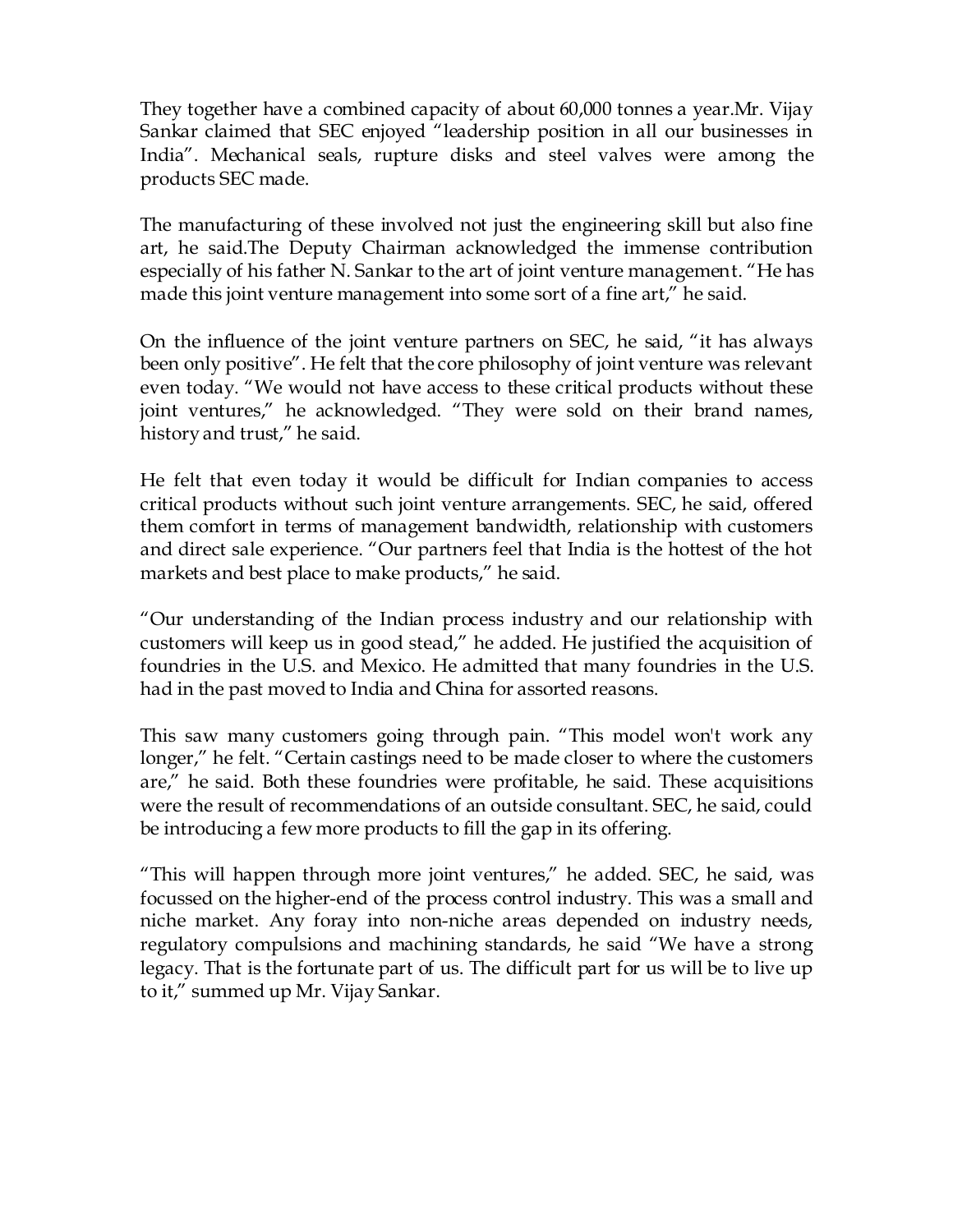They together have a combined capacity of about 60,000 tonnes a year.Mr. Vijay Sankar claimed that SEC enjoyed "leadership position in all our businesses in India". Mechanical seals, rupture disks and steel valves were among the products SEC made.

The manufacturing of these involved not just the engineering skill but also fine art, he said.The Deputy Chairman acknowledged the immense contribution especially of his father N. Sankar to the art of joint venture management. "He has made this joint venture management into some sort of a fine art," he said.

On the influence of the joint venture partners on SEC, he said, "it has always been only positive". He felt that the core philosophy of joint venture was relevant even today. "We would not have access to these critical products without these joint ventures," he acknowledged. "They were sold on their brand names, history and trust," he said.

He felt that even today it would be difficult for Indian companies to access critical products without such joint venture arrangements. SEC, he said, offered them comfort in terms of management bandwidth, relationship with customers and direct sale experience. "Our partners feel that India is the hottest of the hot markets and best place to make products," he said.

"Our understanding of the Indian process industry and our relationship with customers will keep us in good stead," he added. He justified the acquisition of foundries in the U.S. and Mexico. He admitted that many foundries in the U.S. had in the past moved to India and China for assorted reasons.

This saw many customers going through pain. "This model won't work any longer," he felt. "Certain castings need to be made closer to where the customers are," he said. Both these foundries were profitable, he said. These acquisitions were the result of recommendations of an outside consultant. SEC, he said, could be introducing a few more products to fill the gap in its offering.

"This will happen through more joint ventures," he added. SEC, he said, was focussed on the higher-end of the process control industry. This was a small and niche market. Any foray into non-niche areas depended on industry needs, regulatory compulsions and machining standards, he said "We have a strong legacy. That is the fortunate part of us. The difficult part for us will be to live up to it," summed up Mr. Vijay Sankar.